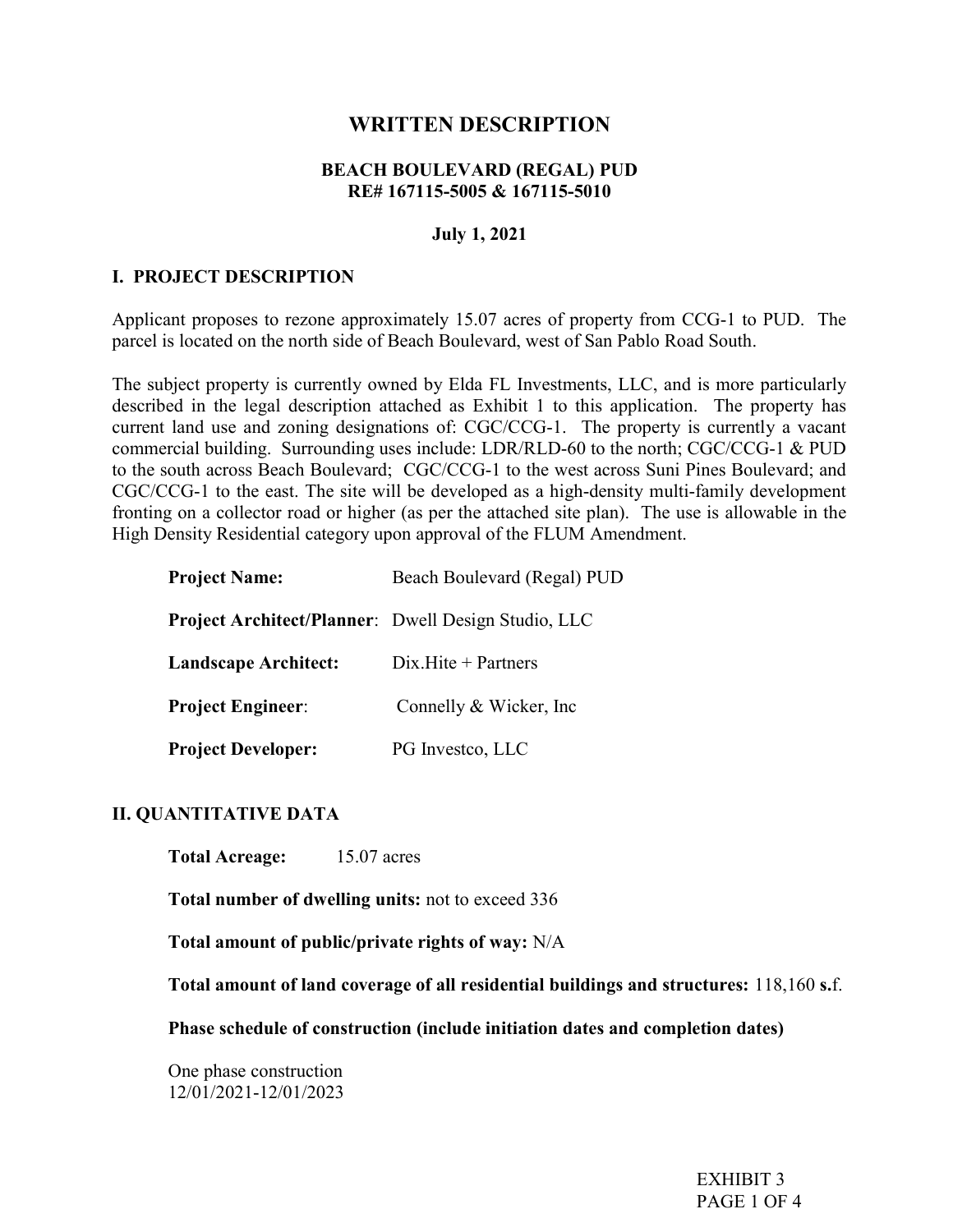# WRITTEN DESCRIPTION

**BEACH BOULEVARD (REGAL) PUD**
**RE# 167115-5005 & 167115-5010**

**July 1, 2021**

## I. PROJECT DESCRIPTION

Applicant proposes to rezone approximately 15.07 acres of property from CCG-1 to PUD. The parcel is located on the north side of Beach Boulevard, west of San Pablo Road South.

The subject property is currently owned by Elda FL Investments, LLC, and is more particularly described in the legal description attached as Exhibit 1 to this application. The property has current land use and zoning designations of: CGC/CCG-1. The property is currently a vacant commercial building. Surrounding uses include: LDR/RLD-60 to the north; CGC/CCG-1 & PUD to the south across Beach Boulevard; CGC/CCG-1 to the west across Suni Pines Boulevard; and CGC/CCG-1 to the east. The site will be developed as a high-density multi-family development fronting on a collector road or higher (as per the attached site plan). The use is allowable in the High Density Residential category upon approval of the FLUM Amendment.

**Project Name:** Beach Boulevard (Regal) PUD

**Project Architect/Planner**: Dwell Design Studio, LLC

**Landscape Architect:** Dix.Hite + Partners

**Project Engineer**: Connelly & Wicker, Inc

**Project Developer:** PG Investco, LLC

## II. QUANTITATIVE DATA

**Total Acreage:** 15.07 acres

**Total number of dwelling units:** not to exceed 336

**Total amount of public/private rights of way:** N/A

**Total amount of land coverage of all residential buildings and structures:** 118,160 **s.**f.

**Phase schedule of construction (include initiation dates and completion dates)**

One phase construction
12/01/2021-12/01/2023

EXHIBIT 3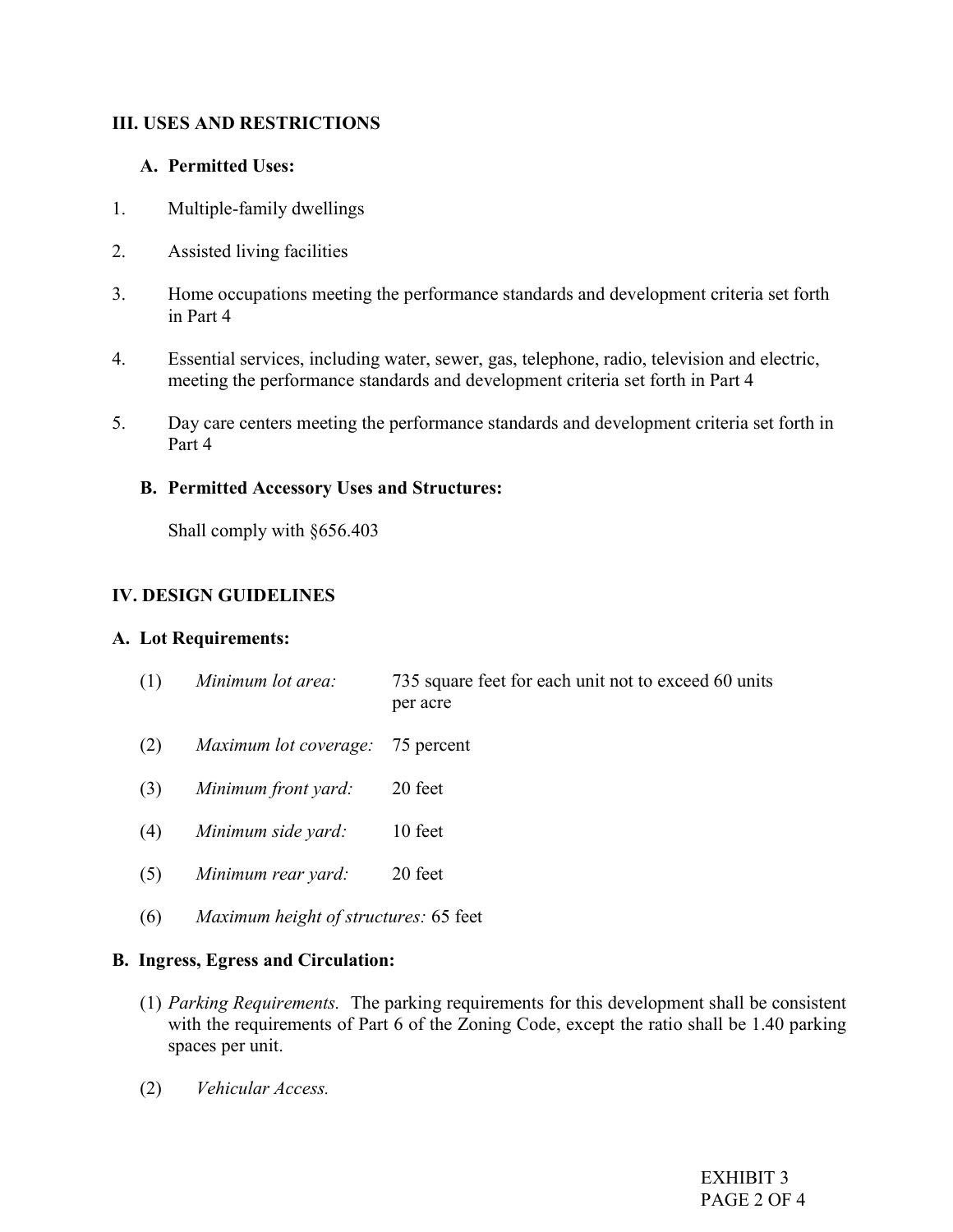## III. USES AND RESTRICTIONS

### A. Permitted Uses:

1. Multiple-family dwellings
2. Assisted living facilities
3. Home occupations meeting the performance standards and development criteria set forth in Part 4
4. Essential services, including water, sewer, gas, telephone, radio, television and electric, meeting the performance standards and development criteria set forth in Part 4
5. Day care centers meeting the performance standards and development criteria set forth in Part 4

### B. Permitted Accessory Uses and Structures:

Shall comply with §656.403

## IV. DESIGN GUIDELINES

### A. Lot Requirements:

(1) *Minimum lot area:* 735 square feet for each unit not to exceed 60 units per acre

(2) *Maximum lot coverage:* 75 percent

(3) *Minimum front yard:* 20 feet

(4) *Minimum side yard:* 10 feet

(5) *Minimum rear yard:* 20 feet

(6) *Maximum height of structures:* 65 feet

### B. Ingress, Egress and Circulation:

(1) *Parking Requirements.* The parking requirements for this development shall be consistent with the requirements of Part 6 of the Zoning Code, except the ratio shall be 1.40 parking spaces per unit.

(2) *Vehicular Access.*

EXHIBIT 3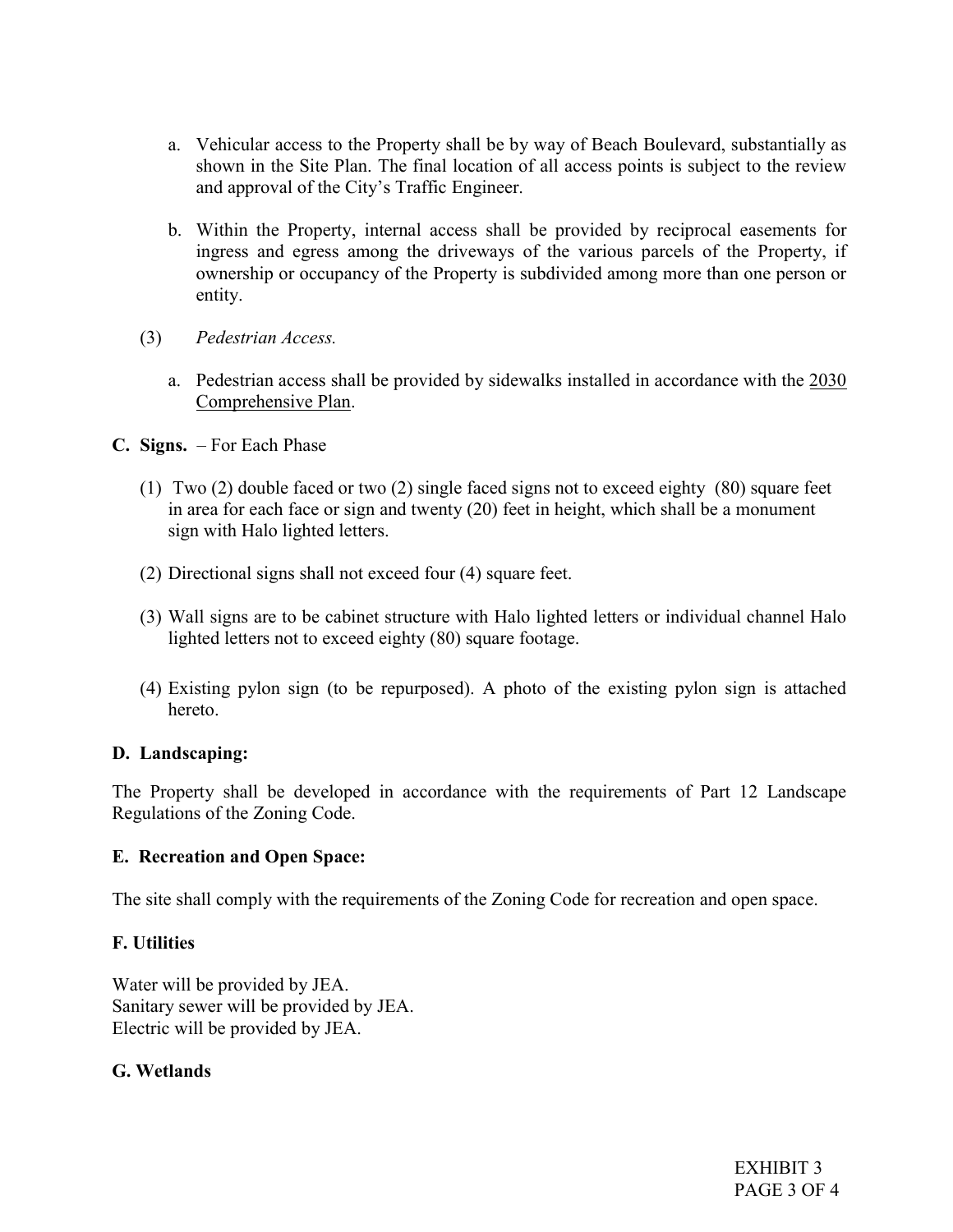a. Vehicular access to the Property shall be by way of Beach Boulevard, substantially as shown in the Site Plan. The final location of all access points is subject to the review and approval of the City's Traffic Engineer.

b. Within the Property, internal access shall be provided by reciprocal easements for ingress and egress among the driveways of the various parcels of the Property, if ownership or occupancy of the Property is subdivided among more than one person or entity.

(3) *Pedestrian Access.*

a. Pedestrian access shall be provided by sidewalks installed in accordance with the 2030 Comprehensive Plan.

**C. Signs.** – For Each Phase

(1) Two (2) double faced or two (2) single faced signs not to exceed eighty (80) square feet in area for each face or sign and twenty (20) feet in height, which shall be a monument sign with Halo lighted letters.

(2) Directional signs shall not exceed four (4) square feet.

(3) Wall signs are to be cabinet structure with Halo lighted letters or individual channel Halo lighted letters not to exceed eighty (80) square footage.

(4) Existing pylon sign (to be repurposed). A photo of the existing pylon sign is attached hereto.

**D. Landscaping:**

The Property shall be developed in accordance with the requirements of Part 12 Landscape Regulations of the Zoning Code.

**E. Recreation and Open Space:**

The site shall comply with the requirements of the Zoning Code for recreation and open space.

**F. Utilities**

Water will be provided by JEA.
Sanitary sewer will be provided by JEA.
Electric will be provided by JEA.

**G. Wetlands**

EXHIBIT 3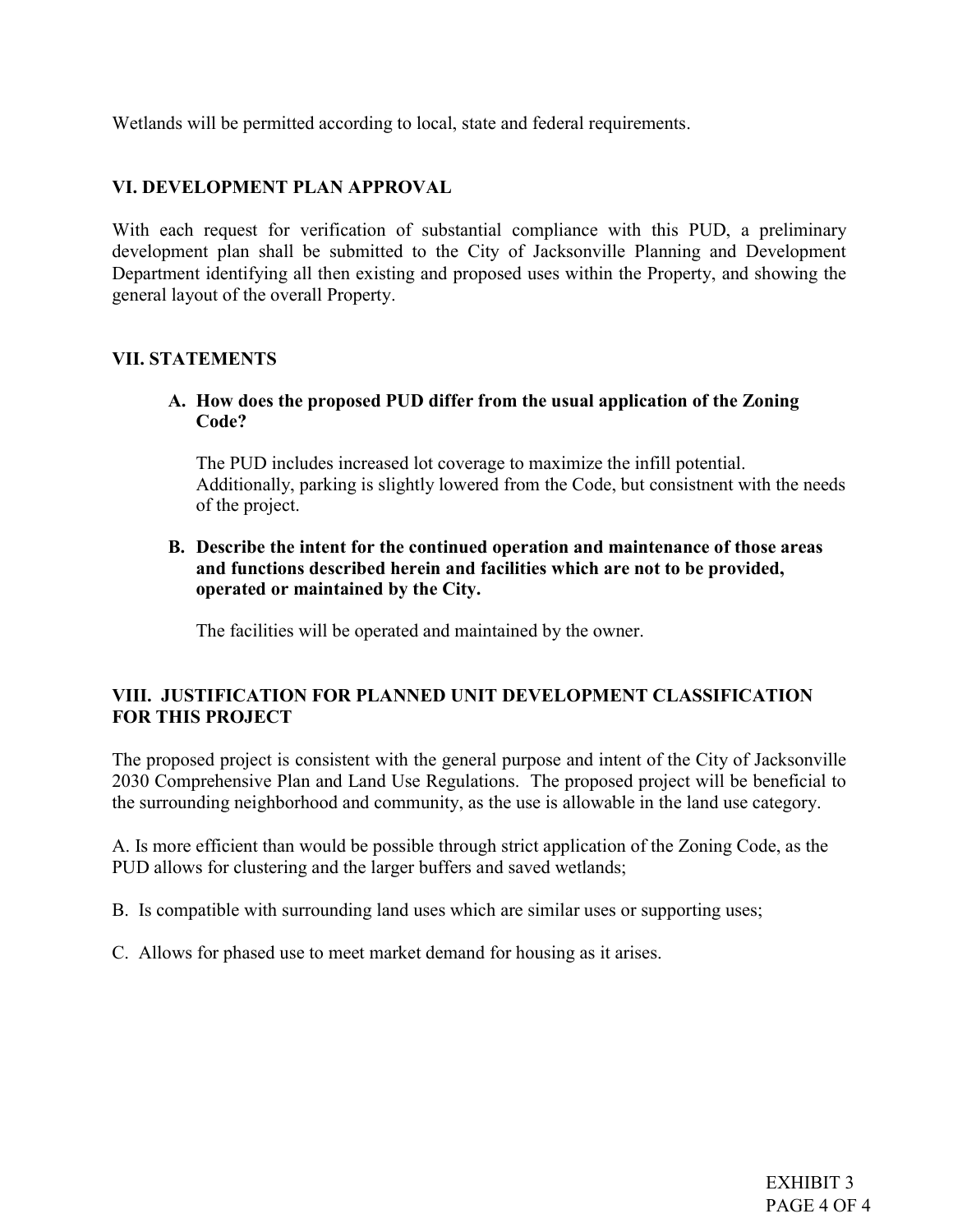Wetlands will be permitted according to local, state and federal requirements.

## VI. DEVELOPMENT PLAN APPROVAL

With each request for verification of substantial compliance with this PUD, a preliminary development plan shall be submitted to the City of Jacksonville Planning and Development Department identifying all then existing and proposed uses within the Property, and showing the general layout of the overall Property.

## VII. STATEMENTS

**A. How does the proposed PUD differ from the usual application of the Zoning Code?**

The PUD includes increased lot coverage to maximize the infill potential. Additionally, parking is slightly lowered from the Code, but consistnent with the needs of the project.

**B. Describe the intent for the continued operation and maintenance of those areas and functions described herein and facilities which are not to be provided, operated or maintained by the City.**

The facilities will be operated and maintained by the owner.

## VIII. JUSTIFICATION FOR PLANNED UNIT DEVELOPMENT CLASSIFICATION FOR THIS PROJECT

The proposed project is consistent with the general purpose and intent of the City of Jacksonville 2030 Comprehensive Plan and Land Use Regulations. The proposed project will be beneficial to the surrounding neighborhood and community, as the use is allowable in the land use category.

A. Is more efficient than would be possible through strict application of the Zoning Code, as the PUD allows for clustering and the larger buffers and saved wetlands;

B. Is compatible with surrounding land uses which are similar uses or supporting uses;

C. Allows for phased use to meet market demand for housing as it arises.

EXHIBIT 3